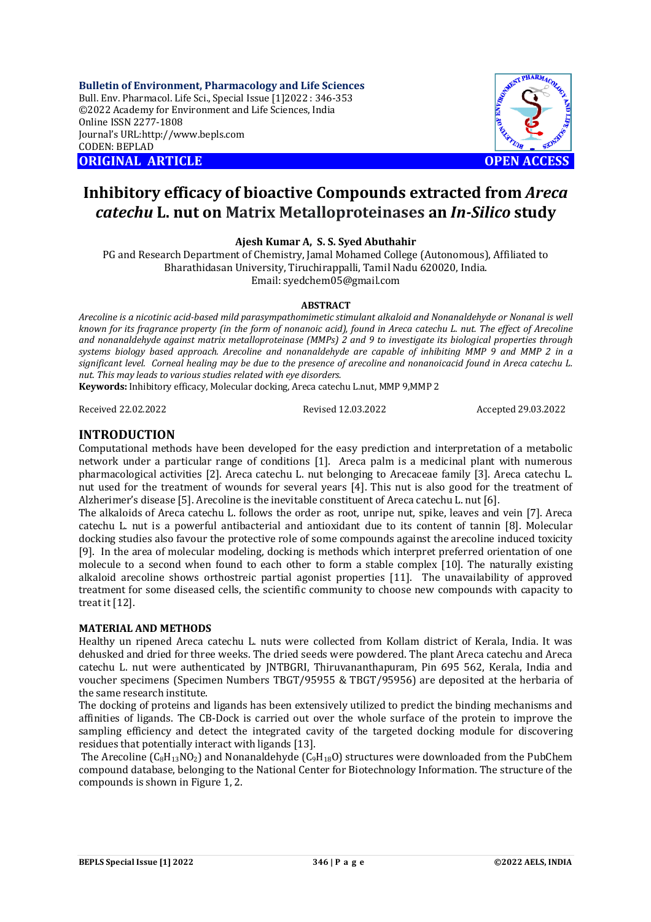**Bulletin of Environment, Pharmacology and Life Sciences**
Bull. Env. Pharmacol. Life Sci., Special Issue [1]2022 : 346-353
©2022 Academy for Environment and Life Sciences, India
Online ISSN 2277-1808
Journal's URL:http://www.bepls.com
CODEN: BEPLAD

**ORIGINAL ARTICLE** **OPEN ACCESS**

# Inhibitory efficacy of bioactive Compounds extracted from *Areca catechu* L. nut on Matrix Metalloproteinases an *In-Silico* study

**Ajesh Kumar A, S. S. Syed Abuthahir**

PG and Research Department of Chemistry, Jamal Mohamed College (Autonomous), Affiliated to Bharathidasan University, Tiruchirappalli, Tamil Nadu 620020, India.
Email: syedchem05@gmail.com

**ABSTRACT**

*Arecoline is a nicotinic acid-based mild parasympathomimetic stimulant alkaloid and Nonanaldehyde or Nonanal is well known for its fragrance property (in the form of nonanoic acid), found in Areca catechu L. nut. The effect of Arecoline and nonanaldehyde against matrix metalloproteinase (MMPs) 2 and 9 to investigate its biological properties through systems biology based approach. Arecoline and nonanaldehyde are capable of inhibiting MMP 9 and MMP 2 in a significant level. Corneal healing may be due to the presence of arecoline and nonanoicacid found in Areca catechu L. nut. This may leads to various studies related with eye disorders.*

**Keywords:** Inhibitory efficacy, Molecular docking, Areca catechu L.nut, MMP 9,MMP 2

Received 22.02.2022 Revised 12.03.2022 Accepted 29.03.2022

## INTRODUCTION

Computational methods have been developed for the easy prediction and interpretation of a metabolic network under a particular range of conditions [1]. Areca palm is a medicinal plant with numerous pharmacological activities [2]. Areca catechu L. nut belonging to Arecaceae family [3]. Areca catechu L. nut used for the treatment of wounds for several years [4]. This nut is also good for the treatment of Alzherimer's disease [5]. Arecoline is the inevitable constituent of Areca catechu L. nut [6].

The alkaloids of Areca catechu L. follows the order as root, unripe nut, spike, leaves and vein [7]. Areca catechu L. nut is a powerful antibacterial and antioxidant due to its content of tannin [8]. Molecular docking studies also favour the protective role of some compounds against the arecoline induced toxicity [9]. In the area of molecular modeling, docking is methods which interpret preferred orientation of one molecule to a second when found to each other to form a stable complex [10]. The naturally existing alkaloid arecoline shows orthostreic partial agonist properties [11]. The unavailability of approved treatment for some diseased cells, the scientific community to choose new compounds with capacity to treat it [12].

### MATERIAL AND METHODS

Healthy un ripened Areca catechu L. nuts were collected from Kollam district of Kerala, India. It was dehusked and dried for three weeks. The dried seeds were powdered. The plant Areca catechu and Areca catechu L. nut were authenticated by JNTBGRI, Thiruvananthapuram, Pin 695 562, Kerala, India and voucher specimens (Specimen Numbers TBGT/95955 & TBGT/95956) are deposited at the herbaria of the same research institute.

The docking of proteins and ligands has been extensively utilized to predict the binding mechanisms and affinities of ligands. The CB-Dock is carried out over the whole surface of the protein to improve the sampling efficiency and detect the integrated cavity of the targeted docking module for discovering residues that potentially interact with ligands [13].

The Arecoline ($C_8H_{13}NO_2$) and Nonanaldehyde ($C_9H_{18}O$) structures were downloaded from the PubChem compound database, belonging to the National Center for Biotechnology Information. The structure of the compounds is shown in Figure 1, 2.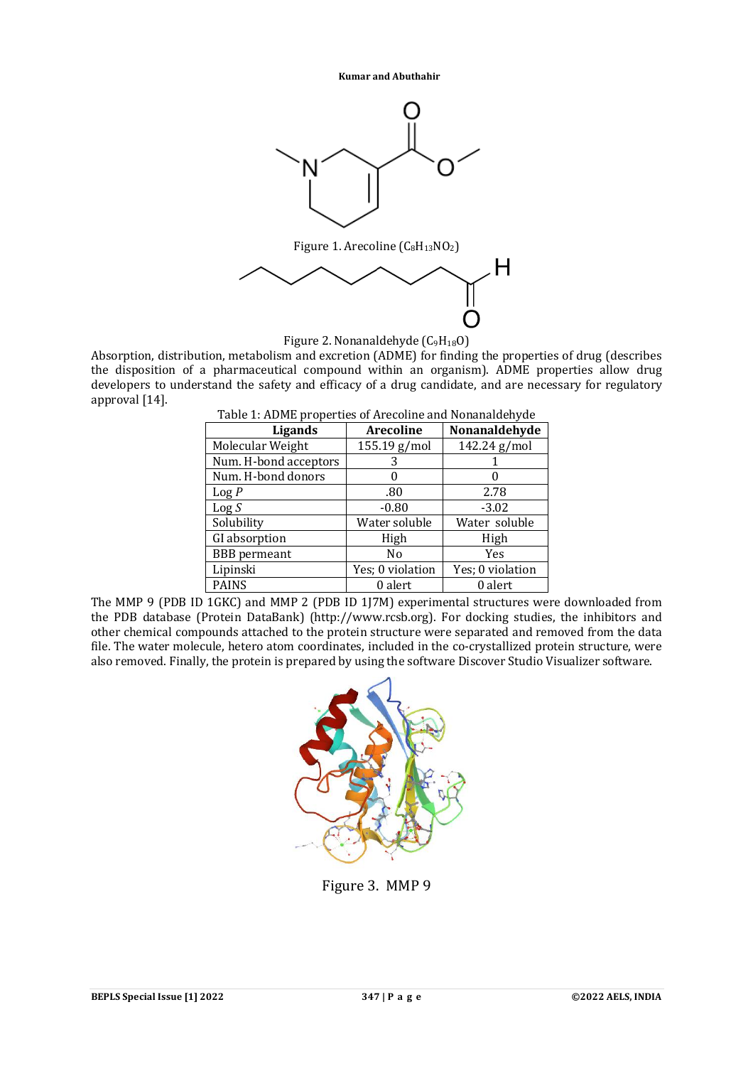Figure 1. Arecoline ($C_8H_{13}NO_2$)

Figure 2. Nonanaldehyde ($C_9H_{18}O$)

Absorption, distribution, metabolism and excretion (ADME) for finding the properties of drug (describes the disposition of a pharmaceutical compound within an organism). ADME properties allow drug developers to understand the safety and efficacy of a drug candidate, and are necessary for regulatory approval [14].

Table 1: ADME properties of Arecoline and Nonanaldehyde

| Ligands | Arecoline | Nonanaldehyde |
|---|---|---|
| Molecular Weight | 155.19 g/mol | 142.24 g/mol |
| Num. H-bond acceptors | 3 | 1 |
| Num. H-bond donors | 0 | 0 |
| Log *P* | .80 | 2.78 |
| Log *S* | -0.80 | -3.02 |
| Solubility | Water soluble | Water soluble |
| GI absorption | High | High |
| BBB permeant | No | Yes |
| Lipinski | Yes; 0 violation | Yes; 0 violation |
| PAINS | 0 alert | 0 alert |

The MMP 9 (PDB ID 1GKC) and MMP 2 (PDB ID 1J7M) experimental structures were downloaded from the PDB database (Protein DataBank) (http://www.rcsb.org). For docking studies, the inhibitors and other chemical compounds attached to the protein structure were separated and removed from the data file. The water molecule, hetero atom coordinates, included in the co-crystallized protein structure, were also removed. Finally, the protein is prepared by using the software Discover Studio Visualizer software.

Figure 3. MMP 9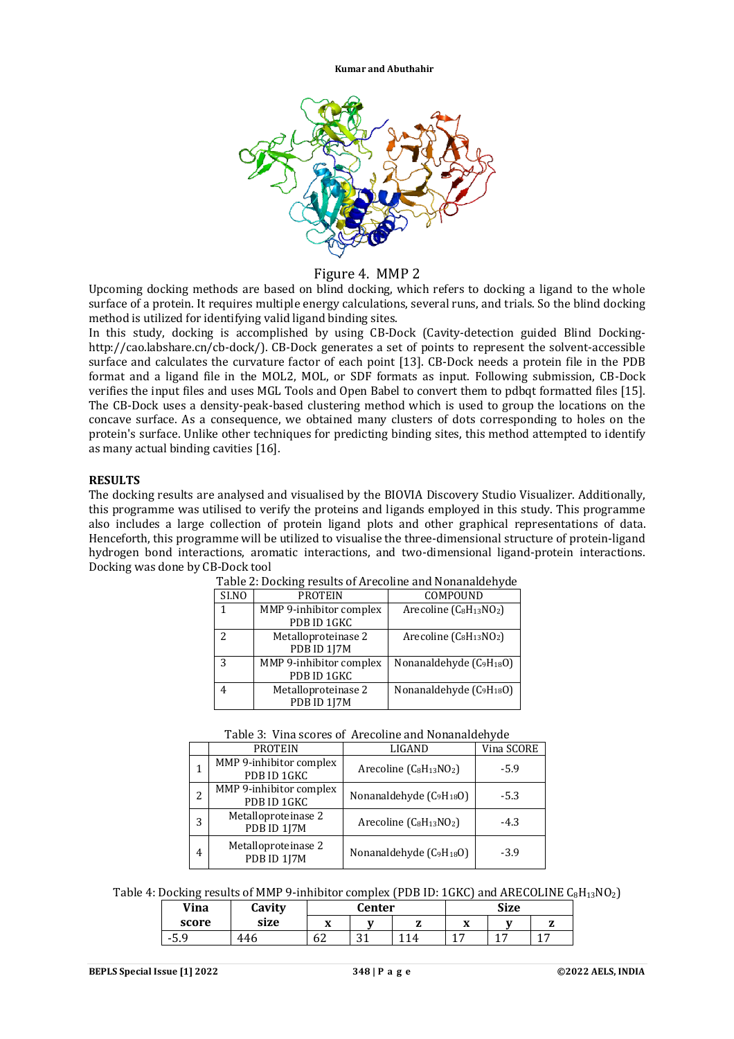Figure 4. MMP 2

Upcoming docking methods are based on blind docking, which refers to docking a ligand to the whole surface of a protein. It requires multiple energy calculations, several runs, and trials. So the blind docking method is utilized for identifying valid ligand binding sites.

In this study, docking is accomplished by using CB-Dock (Cavity-detection guided Blind Docking-http://cao.labshare.cn/cb-dock/). CB-Dock generates a set of points to represent the solvent-accessible surface and calculates the curvature factor of each point [13]. CB-Dock needs a protein file in the PDB format and a ligand file in the MOL2, MOL, or SDF formats as input. Following submission, CB-Dock verifies the input files and uses MGL Tools and Open Babel to convert them to pdbqt formatted files [15]. The CB-Dock uses a density-peak-based clustering method which is used to group the locations on the concave surface. As a consequence, we obtained many clusters of dots corresponding to holes on the protein's surface. Unlike other techniques for predicting binding sites, this method attempted to identify as many actual binding cavities [16].

## RESULTS

The docking results are analysed and visualised by the BIOVIA Discovery Studio Visualizer. Additionally, this programme was utilised to verify the proteins and ligands employed in this study. This programme also includes a large collection of protein ligand plots and other graphical representations of data. Henceforth, this programme will be utilized to visualise the three-dimensional structure of protein-ligand hydrogen bond interactions, aromatic interactions, and two-dimensional ligand-protein interactions. Docking was done by CB-Dock tool

Table 2: Docking results of Arecoline and Nonanaldehyde

| SI.NO | PROTEIN | COMPOUND |
|---|---|---|
| 1 | MMP 9-inhibitor complex PDB ID 1GKC | Arecoline ($C_8H_{13}NO_2$) |
| 2 | Metalloproteinase 2 PDB ID 1J7M | Arecoline ($C_8H_{13}NO_2$) |
| 3 | MMP 9-inhibitor complex PDB ID 1GKC | Nonanaldehyde ($C_9H_{18}O$) |
| 4 | Metalloproteinase 2 PDB ID 1J7M | Nonanaldehyde ($C_9H_{18}O$) |

Table 3: Vina scores of Arecoline and Nonanaldehyde

| | PROTEIN | LIGAND | Vina SCORE |
|---|---|---|---|
| 1 | MMP 9-inhibitor complex PDB ID 1GKC | Arecoline ($C_8H_{13}NO_2$) | -5.9 |
| 2 | MMP 9-inhibitor complex PDB ID 1GKC | Nonanaldehyde ($C_9H_{18}O$) | -5.3 |
| 3 | Metalloproteinase 2 PDB ID 1J7M | Arecoline ($C_8H_{13}NO_2$) | -4.3 |
| 4 | Metalloproteinase 2 PDB ID 1J7M | Nonanaldehyde ($C_9H_{18}O$) | -3.9 |

Table 4: Docking results of MMP 9-inhibitor complex (PDB ID: 1GKC) and ARECOLINE $C_8H_{13}NO_2$)

| Vina score | Cavity size | Center | | | Size | | |
|---|---|---|---|---|---|---|---|
| | | x | y | z | x | y | z |
| -5.9 | 446 | 62 | 31 | 114 | 17 | 17 | 17 |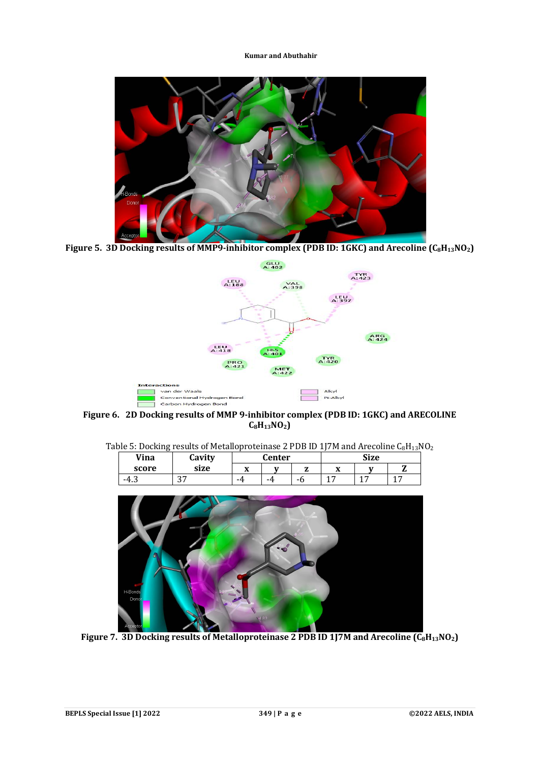**Figure 5. 3D Docking results of MMP9-inhibitor complex (PDB ID: 1GKC) and Arecoline ($C_8H_{13}NO_2$)**

**Figure 6. 2D Docking results of MMP 9-inhibitor complex (PDB ID: 1GKC) and ARECOLINE $C_8H_{13}NO_2$)**

Table 5: Docking results of Metalloproteinase 2 PDB ID 1J7M and Arecoline $C_8H_{13}NO_2$

| Vina score | Cavity size | Center | | | Size | | |
|---|---|---|---|---|---|---|---|
| | | x | y | z | x | y | Z |
| -4.3 | 37 | -4 | -4 | -6 | 17 | 17 | 17 |

**Figure 7. 3D Docking results of Metalloproteinase 2 PDB ID 1J7M and Arecoline ($C_8H_{13}NO_2$)**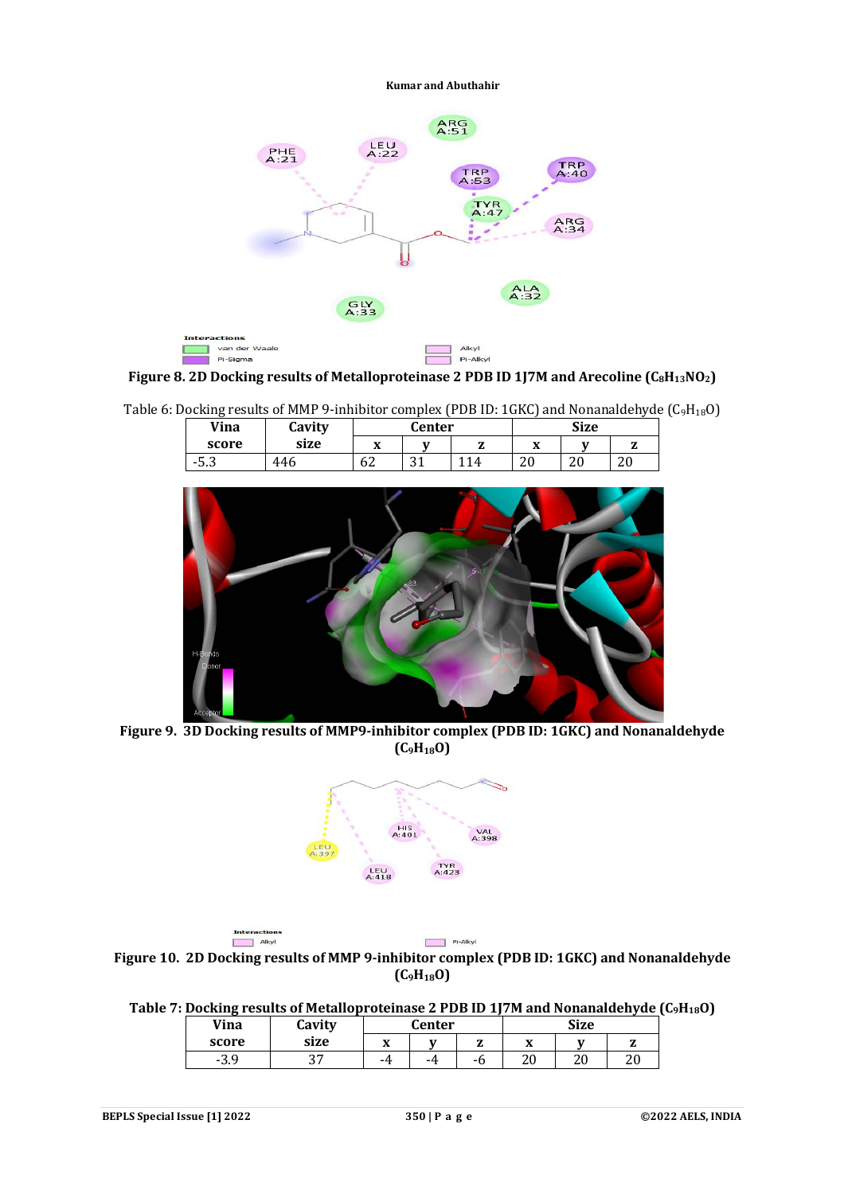**Figure 8. 2D Docking results of Metalloproteinase 2 PDB ID 1J7M and Arecoline ($C_8H_{13}NO_2$)**

Table 6: Docking results of MMP 9-inhibitor complex (PDB ID: 1GKC) and Nonanaldehyde ($C_9H_{18}O$)

| Vina score | Cavity size | Center | | | Size | | |
|---|---|---|---|---|---|---|---|
| | | x | y | z | x | y | z |
| -5.3 | 446 | 62 | 31 | 114 | 20 | 20 | 20 |

**Figure 9. 3D Docking results of MMP9-inhibitor complex (PDB ID: 1GKC) and Nonanaldehyde ($C_9H_{18}O$)**

**Figure 10. 2D Docking results of MMP 9-inhibitor complex (PDB ID: 1GKC) and Nonanaldehyde ($C_9H_{18}O$)**

**Table 7: Docking results of Metalloproteinase 2 PDB ID 1J7M and Nonanaldehyde ($C_9H_{18}O$)**

| Vina score | Cavity size | Center | | | Size | | |
|---|---|---|---|---|---|---|---|
| | | x | y | z | x | y | z |
| -3.9 | 37 | -4 | -4 | -6 | 20 | 20 | 20 |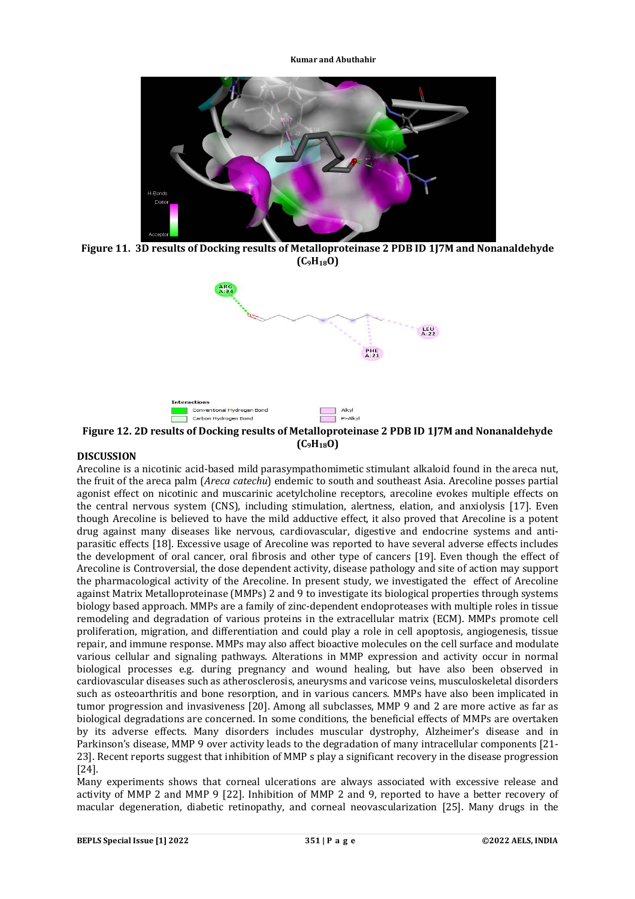**Figure 11. 3D results of Docking results of Metalloproteinase 2 PDB ID 1J7M and Nonanaldehyde ($C_9H_{18}O$)**

**Figure 12. 2D results of Docking results of Metalloproteinase 2 PDB ID 1J7M and Nonanaldehyde ($C_9H_{18}O$)**

## DISCUSSION

Arecoline is a nicotinic acid-based mild parasympathomimetic stimulant alkaloid found in the areca nut, the fruit of the areca palm (*Areca catechu*) endemic to south and southeast Asia. Arecoline posses partial agonist effect on nicotinic and muscarinic acetylcholine receptors, arecoline evokes multiple effects on the central nervous system (CNS), including stimulation, alertness, elation, and anxiolysis [17]. Even though Arecoline is believed to have the mild adductive effect, it also proved that Arecoline is a potent drug against many diseases like nervous, cardiovascular, digestive and endocrine systems and anti-parasitic effects [18]. Excessive usage of Arecoline was reported to have several adverse effects includes the development of oral cancer, oral fibrosis and other type of cancers [19]. Even though the effect of Arecoline is Controversial, the dose dependent activity, disease pathology and site of action may support the pharmacological activity of the Arecoline. In present study, we investigated the effect of Arecoline against Matrix Metalloproteinase (MMPs) 2 and 9 to investigate its biological properties through systems biology based approach. MMPs are a family of zinc-dependent endoproteases with multiple roles in tissue remodeling and degradation of various proteins in the extracellular matrix (ECM). MMPs promote cell proliferation, migration, and differentiation and could play a role in cell apoptosis, angiogenesis, tissue repair, and immune response. MMPs may also affect bioactive molecules on the cell surface and modulate various cellular and signaling pathways. Alterations in MMP expression and activity occur in normal biological processes e.g. during pregnancy and wound healing, but have also been observed in cardiovascular diseases such as atherosclerosis, aneurysms and varicose veins, musculoskeletal disorders such as osteoarthritis and bone resorption, and in various cancers. MMPs have also been implicated in tumor progression and invasiveness [20]. Among all subclasses, MMP 9 and 2 are more active as far as biological degradations are concerned. In some conditions, the beneficial effects of MMPs are overtaken by its adverse effects. Many disorders includes muscular dystrophy, Alzheimer's disease and in Parkinson's disease, MMP 9 over activity leads to the degradation of many intracellular components [21-23]. Recent reports suggest that inhibition of MMP s play a significant recovery in the disease progression [24].

Many experiments shows that corneal ulcerations are always associated with excessive release and activity of MMP 2 and MMP 9 [22]. Inhibition of MMP 2 and 9, reported to have a better recovery of macular degeneration, diabetic retinopathy, and corneal neovascularization [25]. Many drugs in the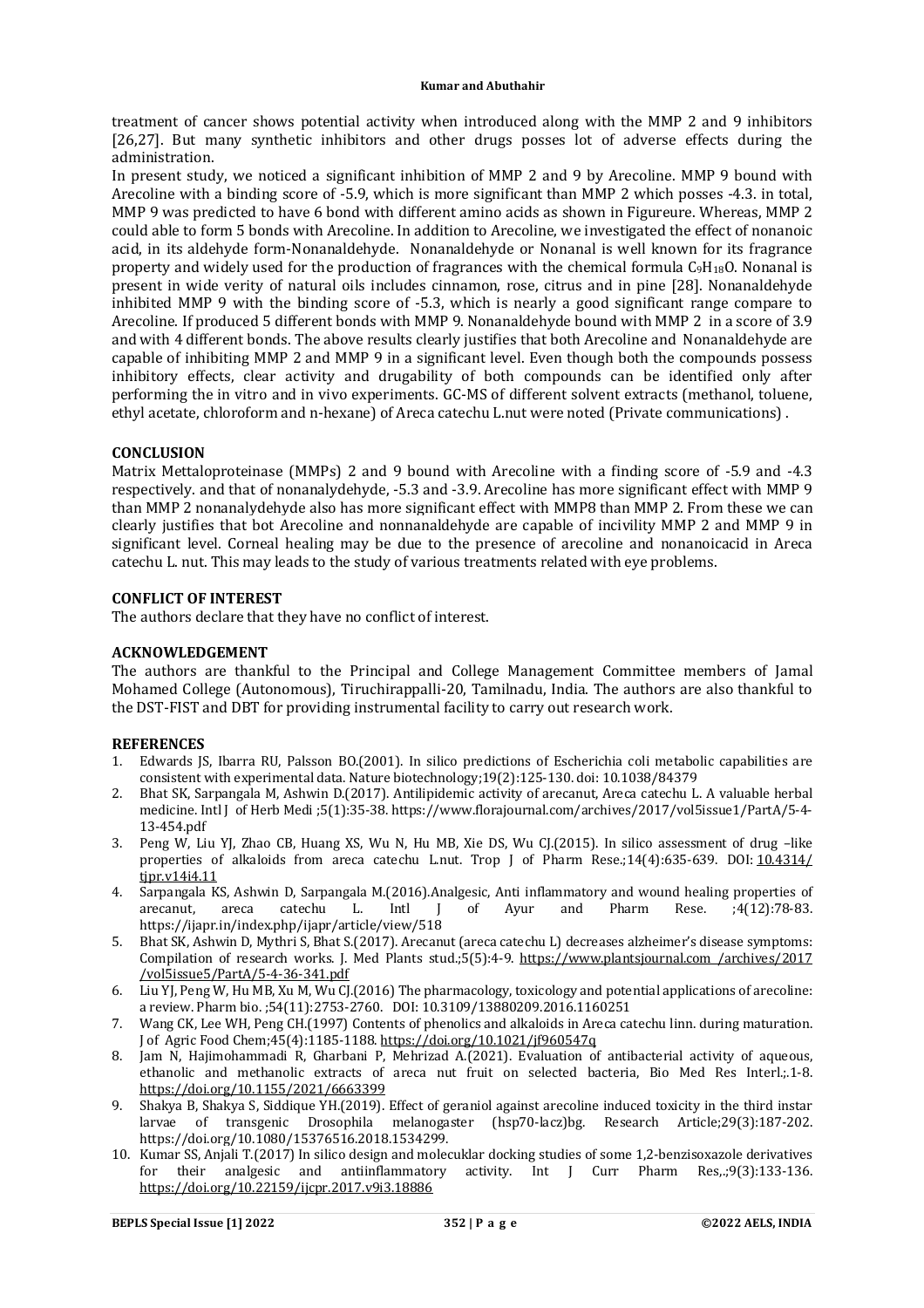treatment of cancer shows potential activity when introduced along with the MMP 2 and 9 inhibitors [26,27]. But many synthetic inhibitors and other drugs posses lot of adverse effects during the administration.

In present study, we noticed a significant inhibition of MMP 2 and 9 by Arecoline. MMP 9 bound with Arecoline with a binding score of -5.9, which is more significant than MMP 2 which posses -4.3. in total, MMP 9 was predicted to have 6 bond with different amino acids as shown in Figureure. Whereas, MMP 2 could able to form 5 bonds with Arecoline. In addition to Arecoline, we investigated the effect of nonanoic acid, in its aldehyde form-Nonanaldehyde. Nonanaldehyde or Nonanal is well known for its fragrance property and widely used for the production of fragrances with the chemical formula $C_9H_{18}O$. Nonanal is present in wide verity of natural oils includes cinnamon, rose, citrus and in pine [28]. Nonanaldehyde inhibited MMP 9 with the binding score of -5.3, which is nearly a good significant range compare to Arecoline. If produced 5 different bonds with MMP 9. Nonanaldehyde bound with MMP 2 in a score of 3.9 and with 4 different bonds. The above results clearly justifies that both Arecoline and Nonanaldehyde are capable of inhibiting MMP 2 and MMP 9 in a significant level. Even though both the compounds possess inhibitory effects, clear activity and drugability of both compounds can be identified only after performing the in vitro and in vivo experiments. GC-MS of different solvent extracts (methanol, toluene, ethyl acetate, chloroform and n-hexane) of Areca catechu L.nut were noted (Private communications) .

## CONCLUSION

Matrix Mettaloproteinase (MMPs) 2 and 9 bound with Arecoline with a finding score of -5.9 and -4.3 respectively. and that of nonanalydehyde, -5.3 and -3.9. Arecoline has more significant effect with MMP 9 than MMP 2 nonanalydehyde also has more significant effect with MMP8 than MMP 2. From these we can clearly justifies that bot Arecoline and nonnanaldehyde are capable of incivility MMP 2 and MMP 9 in significant level. Corneal healing may be due to the presence of arecoline and nonanoicacid in Areca catechu L. nut. This may leads to the study of various treatments related with eye problems.

## CONFLICT OF INTEREST

The authors declare that they have no conflict of interest.

## ACKNOWLEDGEMENT

The authors are thankful to the Principal and College Management Committee members of Jamal Mohamed College (Autonomous), Tiruchirappalli-20, Tamilnadu, India. The authors are also thankful to the DST-FIST and DBT for providing instrumental facility to carry out research work.

## REFERENCES

1. Edwards JS, Ibarra RU, Palsson BO.(2001). In silico predictions of Escherichia coli metabolic capabilities are consistent with experimental data. Nature biotechnology;19(2):125-130. doi: 10.1038/84379
2. Bhat SK, Sarpangala M, Ashwin D.(2017). Antilipidemic activity of arecanut, Areca catechu L. A valuable herbal medicine. Intl J of Herb Medi ;5(1):35-38. https://www.florajournal.com/archives/2017/vol5issue1/PartA/5-4-13-454.pdf
3. Peng W, Liu YJ, Zhao CB, Huang XS, Wu N, Hu MB, Xie DS, Wu CJ.(2015). In silico assessment of drug –like properties of alkaloids from areca catechu L.nut. Trop J of Pharm Rese.;14(4):635-639. DOI: 10.4314/tjpr.v14i4.11
4. Sarpangala KS, Ashwin D, Sarpangala M.(2016).Analgesic, Anti inflammatory and wound healing properties of arecanut, areca catechu L. Intl J of Ayur and Pharm Rese. ;4(12):78-83. https://ijapr.in/index.php/ijapr/article/view/518
5. Bhat SK, Ashwin D, Mythri S, Bhat S.(2017). Arecanut (areca catechu L) decreases alzheimer's disease symptoms: Compilation of research works. J. Med Plants stud.;5(5):4-9. https://www.plantsjournal.com /archives/2017 /vol5issue5/PartA/5-4-36-341.pdf
6. Liu YJ, Peng W, Hu MB, Xu M, Wu CJ.(2016) The pharmacology, toxicology and potential applications of arecoline: a review. Pharm bio. ;54(11):2753-2760. DOI: 10.3109/13880209.2016.1160251
7. Wang CK, Lee WH, Peng CH.(1997) Contents of phenolics and alkaloids in Areca catechu linn. during maturation. J of Agric Food Chem;45(4):1185-1188. https://doi.org/10.1021/jf960547q
8. Jam N, Hajimohammadi R, Gharbani P, Mehrizad A.(2021). Evaluation of antibacterial activity of aqueous, ethanolic and methanolic extracts of areca nut fruit on selected bacteria, Bio Med Res Interl.;.1-8. https://doi.org/10.1155/2021/6663399
9. Shakya B, Shakya S, Siddique YH.(2019). Effect of geraniol against arecoline induced toxicity in the third instar larvae of transgenic Drosophila melanogaster (hsp70-lacz)bg. Research Article;29(3):187-202. https://doi.org/10.1080/15376516.2018.1534299.
10. Kumar SS, Anjali T.(2017) In silico design and molecuklar docking studies of some 1,2-benzisoxazole derivatives for their analgesic and antiinflammatory activity. Int J Curr Pharm Res,.;9(3):133-136. https://doi.org/10.22159/ijcpr.2017.v9i3.18886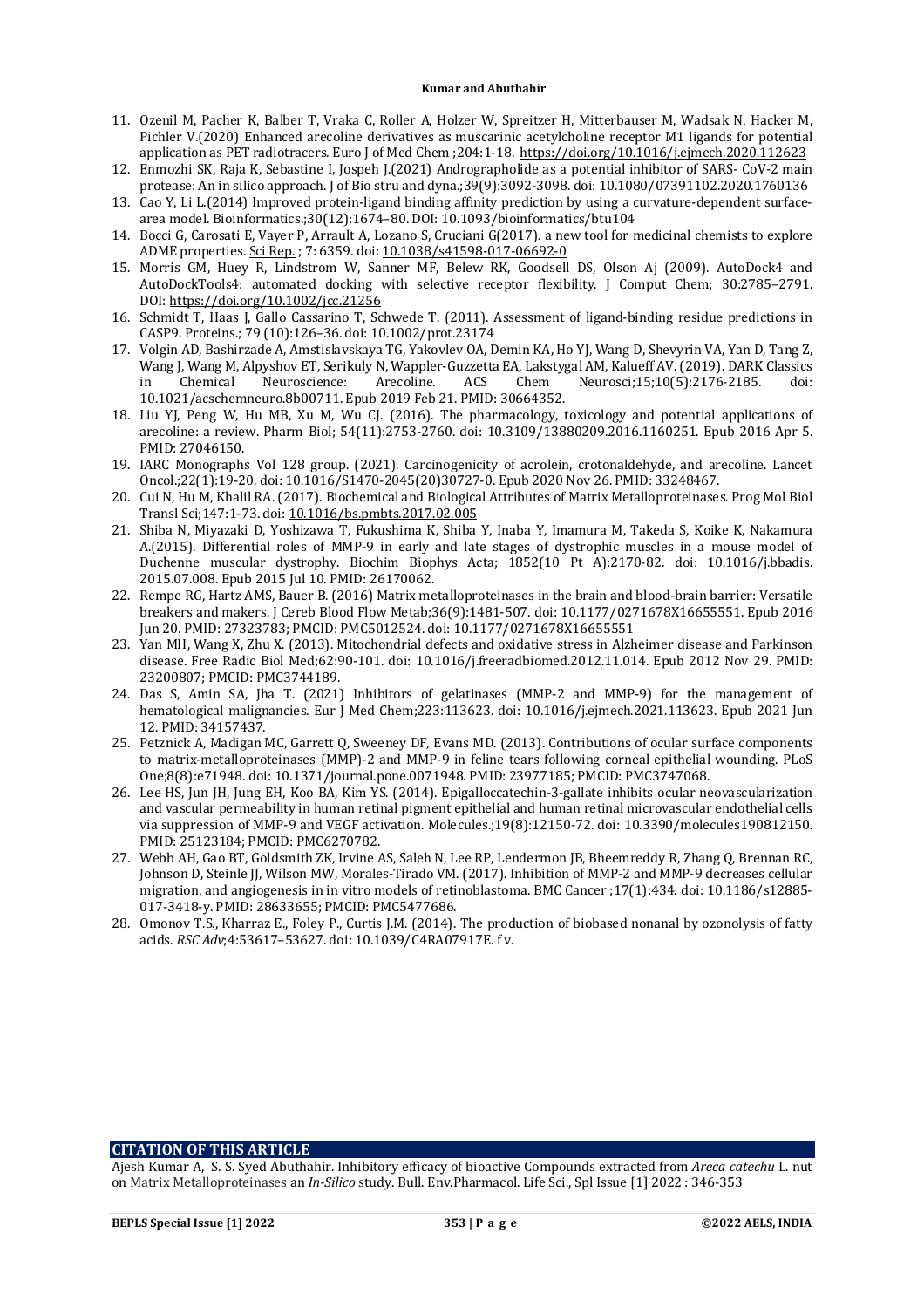11. Ozenil M, Pacher K, Balber T, Vraka C, Roller A, Holzer W, Spreitzer H, Mitterbauser M, Wadsak N, Hacker M, Pichler V.(2020) Enhanced arecoline derivatives as muscarinic acetylcholine receptor M1 ligands for potential application as PET radiotracers. Euro J of Med Chem ;204:1-18. https://doi.org/10.1016/j.ejmech.2020.112623
12. Enmozhi SK, Raja K, Sebastine I, Jospeh J.(2021) Andrographolide as a potential inhibitor of SARS- CoV-2 main protease: An in silico approach. J of Bio stru and dyna.;39(9):3092-3098. doi: 10.1080/07391102.2020.1760136
13. Cao Y, Li L.(2014) Improved protein-ligand binding affinity prediction by using a curvature-dependent surface-area model. Bioinformatics.;30(12):1674–80. DOI: 10.1093/bioinformatics/btu104
14. Bocci G, Carosati E, Vayer P, Arrault A, Lozano S, Cruciani G(2017). a new tool for medicinal chemists to explore ADME properties. Sci Rep. ; 7: 6359. doi: 10.1038/s41598-017-06692-0
15. Morris GM, Huey R, Lindstrom W, Sanner MF, Belew RK, Goodsell DS, Olson Aj (2009). AutoDock4 and AutoDockTools4: automated docking with selective receptor flexibility. J Comput Chem; 30:2785–2791. DOI: https://doi.org/10.1002/jcc.21256
16. Schmidt T, Haas J, Gallo Cassarino T, Schwede T. (2011). Assessment of ligand-binding residue predictions in CASP9. Proteins.; 79 (10):126–36. doi: 10.1002/prot.23174
17. Volgin AD, Bashirzade A, Amstislavskaya TG, Yakovlev OA, Demin KA, Ho YJ, Wang D, Shevyrin VA, Yan D, Tang Z, Wang J, Wang M, Alpyshov ET, Serikuly N, Wappler-Guzzetta EA, Lakstygal AM, Kalueff AV. (2019). DARK Classics in Chemical Neuroscience: Arecoline. ACS Chem Neurosci;15;10(5):2176-2185. doi: 10.1021/acschemneuro.8b00711. Epub 2019 Feb 21. PMID: 30664352.
18. Liu YJ, Peng W, Hu MB, Xu M, Wu CJ. (2016). The pharmacology, toxicology and potential applications of arecoline: a review. Pharm Biol; 54(11):2753-2760. doi: 10.3109/13880209.2016.1160251. Epub 2016 Apr 5. PMID: 27046150.
19. IARC Monographs Vol 128 group. (2021). Carcinogenicity of acrolein, crotonaldehyde, and arecoline. Lancet Oncol.;22(1):19-20. doi: 10.1016/S1470-2045(20)30727-0. Epub 2020 Nov 26. PMID: 33248467.
20. Cui N, Hu M, Khalil RA. (2017). Biochemical and Biological Attributes of Matrix Metalloproteinases. Prog Mol Biol Transl Sci;147:1-73. doi: 10.1016/bs.pmbts.2017.02.005
21. Shiba N, Miyazaki D, Yoshizawa T, Fukushima K, Shiba Y, Inaba Y, Imamura M, Takeda S, Koike K, Nakamura A.(2015). Differential roles of MMP-9 in early and late stages of dystrophic muscles in a mouse model of Duchenne muscular dystrophy. Biochim Biophys Acta; 1852(10 Pt A):2170-82. doi: 10.1016/j.bbadis. 2015.07.008. Epub 2015 Jul 10. PMID: 26170062.
22. Rempe RG, Hartz AMS, Bauer B. (2016) Matrix metalloproteinases in the brain and blood-brain barrier: Versatile breakers and makers. J Cereb Blood Flow Metab;36(9):1481-507. doi: 10.1177/0271678X16655551. Epub 2016 Jun 20. PMID: 27323783; PMCID: PMC5012524. doi: 10.1177/0271678X16655551
23. Yan MH, Wang X, Zhu X. (2013). Mitochondrial defects and oxidative stress in Alzheimer disease and Parkinson disease. Free Radic Biol Med;62:90-101. doi: 10.1016/j.freeradbiomed.2012.11.014. Epub 2012 Nov 29. PMID: 23200807; PMCID: PMC3744189.
24. Das S, Amin SA, Jha T. (2021) Inhibitors of gelatinases (MMP-2 and MMP-9) for the management of hematological malignancies. Eur J Med Chem;223:113623. doi: 10.1016/j.ejmech.2021.113623. Epub 2021 Jun 12. PMID: 34157437.
25. Petznick A, Madigan MC, Garrett Q, Sweeney DF, Evans MD. (2013). Contributions of ocular surface components to matrix-metalloproteinases (MMP)-2 and MMP-9 in feline tears following corneal epithelial wounding. PLoS One;8(8):e71948. doi: 10.1371/journal.pone.0071948. PMID: 23977185; PMCID: PMC3747068.
26. Lee HS, Jun JH, Jung EH, Koo BA, Kim YS. (2014). Epigalloccatechin-3-gallate inhibits ocular neovascularization and vascular permeability in human retinal pigment epithelial and human retinal microvascular endothelial cells via suppression of MMP-9 and VEGF activation. Molecules.;19(8):12150-72. doi: 10.3390/molecules190812150. PMID: 25123184; PMCID: PMC6270782.
27. Webb AH, Gao BT, Goldsmith ZK, Irvine AS, Saleh N, Lee RP, Lendermon JB, Bheemreddy R, Zhang Q, Brennan RC, Johnson D, Steinle JJ, Wilson MW, Morales-Tirado VM. (2017). Inhibition of MMP-2 and MMP-9 decreases cellular migration, and angiogenesis in in vitro models of retinoblastoma. BMC Cancer ;17(1):434. doi: 10.1186/s12885-017-3418-y. PMID: 28633655; PMCID: PMC5477686.
28. Omonov T.S., Kharraz E., Foley P., Curtis J.M. (2014). The production of biobased nonanal by ozonolysis of fatty acids. *RSC Adv*;4:53617–53627. doi: 10.1039/C4RA07917E. f v.

## CITATION OF THIS ARTICLE

Ajesh Kumar A, S. S. Syed Abuthahir. Inhibitory efficacy of bioactive Compounds extracted from *Areca catechu* L. nut on Matrix Metalloproteinases an *In-Silico* study. Bull. Env.Pharmacol. Life Sci., Spl Issue [1] 2022 : 346-353